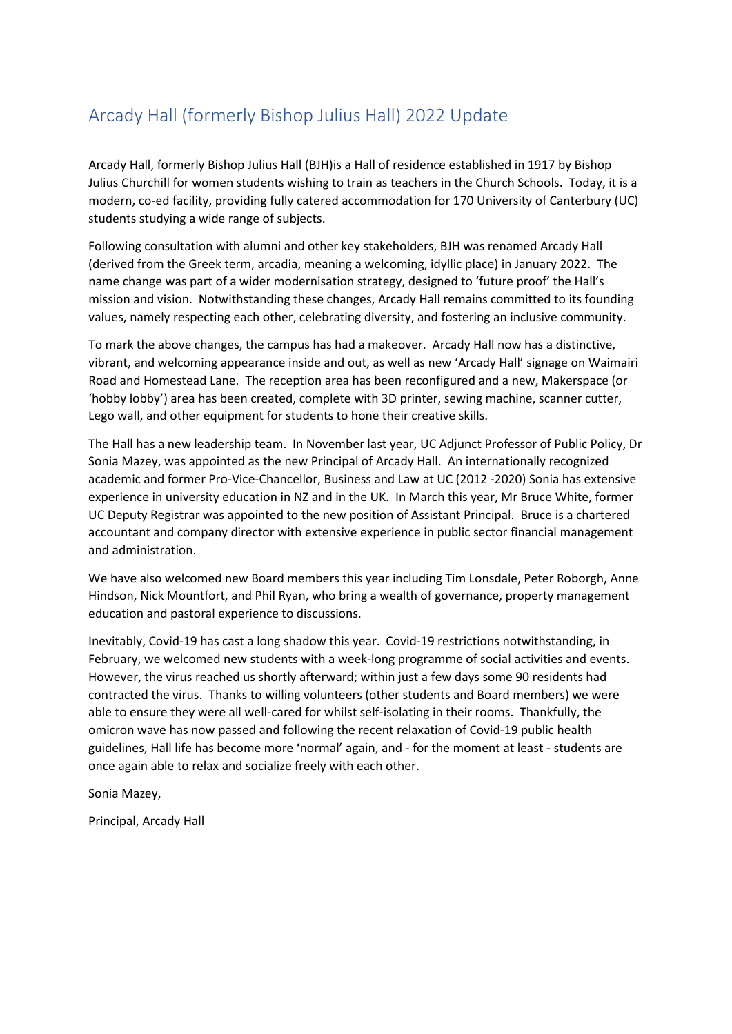# Arcady Hall (formerly Bishop Julius Hall) 2022 Update

Arcady Hall, formerly Bishop Julius Hall (BJH)is a Hall of residence established in 1917 by Bishop Julius Churchill for women students wishing to train as teachers in the Church Schools. Today, it is a modern, co-ed facility, providing fully catered accommodation for 170 University of Canterbury (UC) students studying a wide range of subjects.

Following consultation with alumni and other key stakeholders, BJH was renamed Arcady Hall (derived from the Greek term, arcadia, meaning a welcoming, idyllic place) in January 2022. The name change was part of a wider modernisation strategy, designed to 'future proof' the Hall's mission and vision. Notwithstanding these changes, Arcady Hall remains committed to its founding values, namely respecting each other, celebrating diversity, and fostering an inclusive community.

To mark the above changes, the campus has had a makeover. Arcady Hall now has a distinctive, vibrant, and welcoming appearance inside and out, as well as new 'Arcady Hall' signage on Waimairi Road and Homestead Lane. The reception area has been reconfigured and a new, Makerspace (or 'hobby lobby') area has been created, complete with 3D printer, sewing machine, scanner cutter, Lego wall, and other equipment for students to hone their creative skills.

The Hall has a new leadership team. In November last year, UC Adjunct Professor of Public Policy, Dr Sonia Mazey, was appointed as the new Principal of Arcady Hall. An internationally recognized academic and former Pro-Vice-Chancellor, Business and Law at UC (2012 -2020) Sonia has extensive experience in university education in NZ and in the UK. In March this year, Mr Bruce White, former UC Deputy Registrar was appointed to the new position of Assistant Principal. Bruce is a chartered accountant and company director with extensive experience in public sector financial management and administration.

We have also welcomed new Board members this year including Tim Lonsdale, Peter Roborgh, Anne Hindson, Nick Mountfort, and Phil Ryan, who bring a wealth of governance, property management education and pastoral experience to discussions.

Inevitably, Covid-19 has cast a long shadow this year. Covid-19 restrictions notwithstanding, in February, we welcomed new students with a week-long programme of social activities and events. However, the virus reached us shortly afterward; within just a few days some 90 residents had contracted the virus. Thanks to willing volunteers (other students and Board members) we were able to ensure they were all well-cared for whilst self-isolating in their rooms. Thankfully, the omicron wave has now passed and following the recent relaxation of Covid-19 public health guidelines, Hall life has become more 'normal' again, and - for the moment at least - students are once again able to relax and socialize freely with each other.

Sonia Mazey,

Principal, Arcady Hall